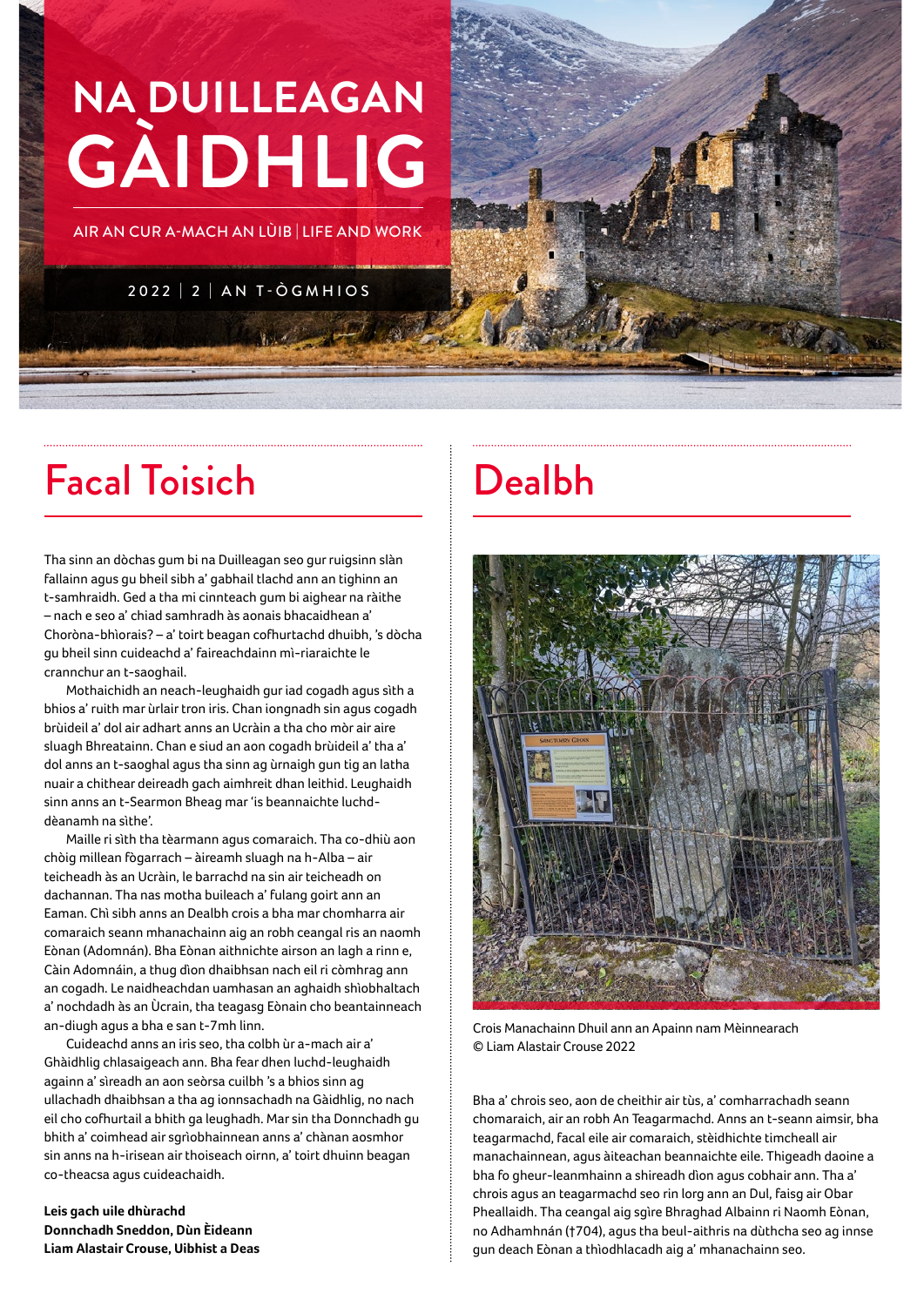# NA DUILLEAGAN GÀIDHLIG

AIR AN CUR A-MACH AN LÙIB | LIFE AND WORK

2022 | 2 | AN T-ÒGMHIOS

## Facal Toisich

Tha sinn an dòchas gum bi na Duilleagan seo gur ruigsinn slàn fallainn agus gu bheil sibh a' gabhail tlachd ann an tighinn an t-samhraidh. Ged a tha mi cinnteach gum bi aighear na ràithe – nach e seo a' chiad samhradh às aonais bhacaidhean a' Choròna-bhìorais? – a' toirt beagan cofhurtachd dhuibh, 's dòcha gu bheil sinn cuideachd a' faireachdainn mì-riaraichte le crannchur an t-saoghail.

Mothaichidh an neach-leughaidh gur iad cogadh agus sìth a bhios a' ruith mar ùrlair tron iris. Chan iongnadh sin agus cogadh brùideil a' dol air adhart anns an Ucràin a tha cho mòr air aire sluagh Bhreatainn. Chan e siud an aon cogadh brùideil a' tha a' dol anns an t-saoghal agus tha sinn ag ùrnaigh gun tig an latha nuair a chithear deireadh gach aimhreit dhan leithid. Leughaidh sinn anns an t-Searmon Bheag mar 'is beannaichte luchd-dèanamh na sìthe'.

Maille ri sìth tha tèarmann agus comaraich. Tha co-dhiù aon chòig millean fògarrach – àireamh sluagh na h-Alba – air teicheadh às an Ucràin, le barrachd na sin air teicheadh on dachannan. Tha nas motha buileach a' fulang goirt ann an Eaman. Chì sibh anns an Dealbh crois a bha mar chomharra air comaraich seann mhanachainn aig an robh ceangal ris an naomh Eònan (Adomnán). Bha Eònan aithnichte airson an lagh a rinn e, Càin Adomnáin, a thug dìon dhaibhsan nach eil ri còmhrag ann an cogadh. Le naidheachdan uamhasan an aghaidh shìobhaltach a' nochdadh às an Ùcrain, tha teagasg Eònain cho beantainneach an-diugh agus a bha e san t-7mh linn.

Cuideachd anns an iris seo, tha colbh ùr a-mach air a' Ghàidhlig chlasaigeach ann. Bha fear dhen luchd-leughaidh againn a' sìreadh an aon seòrsa cuilbh 's a bhios sinn ag ullachadh dhaibhsan a tha ag ionnsachadh na Gàidhlig, no nach eil cho cofhurtail a bhith ga leughadh. Mar sin tha Donnchadh gu bhith a' coimhead air sgrìobhainnean anns a' chànan aosmhor sin anns na h-irisean air thoiseach oirnn, a' toirt dhuinn beagan co-theacsa agus cuideachaidh.

**Leis gach uile dhùrachd**
**Donnchadh Sneddon, Dùn Èideann**
**Liam Alastair Crouse, Uibhist a Deas**

## Dealbh

Crois Manachainn Dhuil ann an Apainn nam Mèinnearach
© Liam Alastair Crouse 2022

Bha a' chrois seo, aon de cheithir air tùs, a' comharrachadh seann chomaraich, air an robh An Teagarmachd. Anns an t-seann aimsir, bha teagarmachd, facal eile air comaraich, stèidhichte timcheall air manachainnean, agus àiteachan beannaichte eile. Thigeadh daoine a bha fo gheur-leanmhainn a shireadh dìon agus cobhair ann. Tha a' chrois agus an teagarmachd seo rin lorg ann an Dul, faisg air Obar Pheallaidh. Tha ceangal aig sgìre Bhraghad Albainn ri Naomh Eònan, no Adhamhnán (†704), agus tha beul-aithris na dùthcha seo ag innse gun deach Eònan a thìodhlacadh aig a' mhanachainn seo.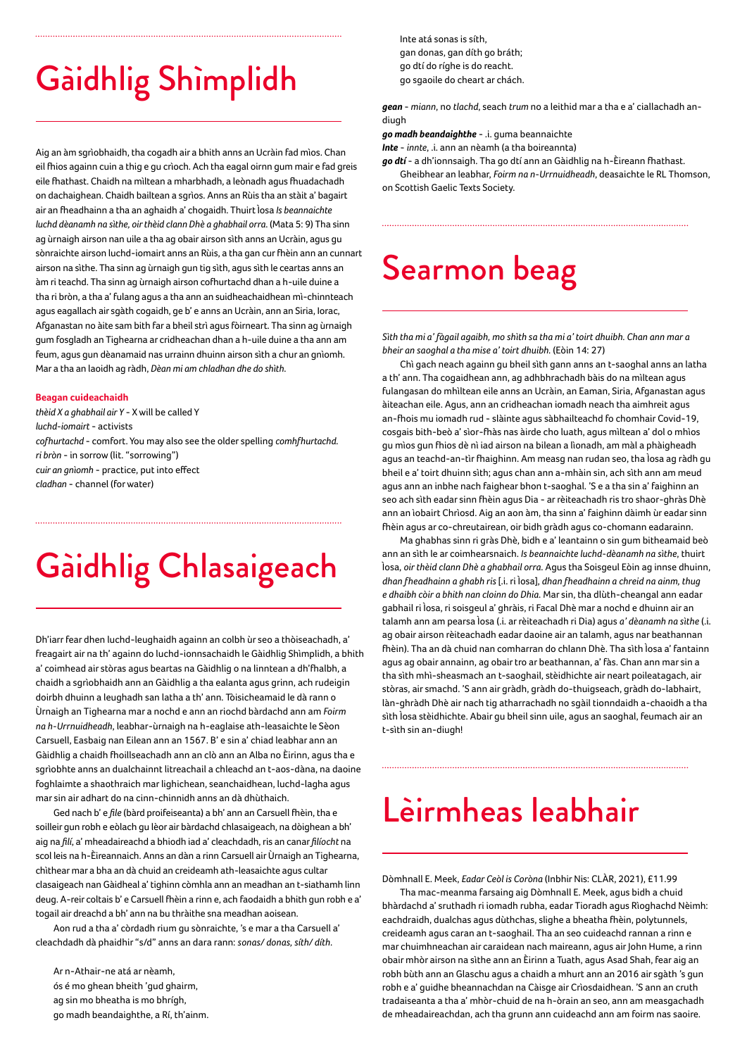# Gàidhlig Shìmplidh

Aig an àm sgrìobhaidh, tha cogadh air a bhith anns an Ucràin fad mìos. Chan eil fhios againn cuin a thig e gu crìoch. Ach tha eagal oirnn gum mair e fad greis eile fhathast. Chaidh na mìltean a mharbhadh, a leònadh agus fhuadachadh on dachaighean. Chaidh bailtean a sgrios. Anns an Rùis tha an stàit a' bagairt air an fheadhainn a tha an aghaidh a' chogaidh. Thuirt Ìosa *Is beannaichte luchd dèanamh na sìthe, oir thèid clann Dhè a ghabhail orra.* (Mata 5: 9) Tha sinn ag ùrnaigh airson nan uile a tha ag obair airson sìth anns an Ucràin, agus gu sònraichte airson luchd-iomairt anns an Rùis, a tha gan cur fhèin ann an cunnart airson na sìthe. Tha sinn ag ùrnaigh gun tig sìth, agus sìth le ceartas anns an àm ri teachd. Tha sinn ag ùrnaigh airson cofhurtachd dhan a h-uile duine a tha ri bròn, a tha a' fulang agus a tha ann an suidheachaidhean mì-chinnteach agus eagallach air sgàth cogaidh, ge b' e anns an Ucràin, ann an Siria, Iorac, Afganastan no àite sam bith far a bheil strì agus fòirneart. Tha sinn ag ùrnaigh gum fosgladh an Tighearna ar cridheachan dhan a h-uile duine a tha ann am feum, agus gun dèanamaid nas urrainn dhuinn airson sìth a chur an gnìomh. Mar a tha an laoidh ag ràdh, *Dèan mi am chladhan dhe do shìth.*

**Beagan cuideachaidh**

*thèid X a ghabhail air Y* - X will be called Y
*luchd-iomairt* - activists
*cofhurtachd* - comfort. You may also see the older spelling *comhfhurtachd.*
*ri bròn* - in sorrow (lit. "sorrowing")
*cuir an gnìomh* - practice, put into effect
*cladhan* - channel (for water)

# Gàidhlig Chlasaigeach

Dh'iarr fear dhen luchd-leughaidh againn an colbh ùr seo a thòiseachadh, a' freagairt air na th' againn do luchd-ionnsachaidh le Gàidhlig Shìmplidh, a bhith a' coimhead air stòras agus beartas na Gàidhlig o na linntean a dh'fhalbh, a chaidh a sgrìobhaidh ann an Gàidhlig a tha ealanta agus grinn, ach rudeigin doirbh dhuinn a leughadh san latha a th' ann. Tòisicheamaid le dà rann o Ùrnaigh an Tighearna mar a nochd e ann an riochd bàrdachd ann am *Foirm na h-Urrnuidheadh*, leabhar-ùrnaigh na h-eaglaise ath-leasaichte le Sèon Carsuell, Easbaig nan Eilean ann an 1567. B' e sin a' chiad leabhar ann an Gàidhlig a chaidh fhoillseachadh ann an clò ann an Alba no Èirinn, agus tha e sgrìobhte anns an dualchainnt litreachail a chleachd an t-aos-dàna, na daoine foghlaimte a shaothraich mar lighichean, seanchaidhean, luchd-lagha agus mar sin air adhart do na cinn-chinnidh anns an dà dhùthaich.

Ged nach b' e *file* (bàrd proifeiseanta) a bh' ann an Carsuell fhèin, tha e soilleir gun robh e eòlach gu lèor air bàrdachd chlasaigeach, na dòighean a bh' aig na *filí*, a' mheadaireachd a bhiodh iad a' cleachdadh, ris an canar *filíocht* na scol leis na h-Èireannaich. Anns an dàn a rinn Carsuell air Ùrnaigh an Tighearna, chìthear mar a bha an dà chuid an creideamh ath-leasaichte agus cultar clasaigeach nan Gàidheal a' tighinn còmhla ann an meadhan an t-siathamh linn deug. A-rèir coltais b' e Carsuell fhèin a rinn e, ach faodaidh a bhith gun robh e a' togail air dreachd a bh' ann na bu thràithe sna meadhan aoisean.

Aon rud a tha a' còrdadh rium gu sònraichte, 's e mar a tha Carsuell a' cleachdadh dà phaidhir "s/d" anns an dara rann: *sonas/ donas, sìth/ dìth.*

Ar n-Athair-ne atá ar nèamh,
ós é mo ghean bheith 'gud ghairm,
ag sin mo bheatha is mo bhrígh,
go madh beandaighthe, a Rí, th'ainm.

Inte atá sonas is síth,
gan donas, gan díth go bráth;
go dtí do ríghe is do reacht.
go sgaoile do cheart ar chách.

***gean*** - *miann*, no *tlachd*, seach *trum* no a leithid mar a tha e a' ciallachadh an-diugh
***go madh beandaighthe*** - .i. guma beannaichte
***Inte*** - *innte*, .i. ann an nèamh (a tha boireannta)
***go dtí*** - a dh'ionnsaigh. Tha go dtí ann an Gàidhlig na h-Èireann fhathast.

Gheibhear an leabhar, *Foirm na n-Urrnuidheadh*, deasaichte le RL Thomson, on Scottish Gaelic Texts Society.

# Searmon beag

*Sìth tha mi a' fàgail agaibh, mo shìth sa tha mi a' toirt dhuibh. Chan ann mar a bheir an saoghal a tha mise a' toirt dhuibh.* (Eòin 14: 27)

Chì gach neach againn gu bheil sìth gann anns an t-saoghal anns an latha a th' ann. Tha cogaidhean ann, ag adhbhrachadh bàis do na mìltean agus fulangasan do mhìltean eile anns an Ucràin, an Eaman, Siria, Afganastan agus àiteachan eile. Agus, ann an cridheachan iomadh neach tha aimhreit agus an-fhois mu iomadh rud - slàinte agus sàbhailteachd fo chomhair Covid-19, cosgais bith-beò a' sìor-fhàs nas àirde cho luath, agus mìltean a' dol o mhìos gu mìos gun fhios dè nì iad airson na bilean a lìonadh, am màl a phàigheadh agus an teachd-an-tìr fhaighinn. Am measg nan rudan seo, tha Ìosa ag ràdh gu bheil e a' toirt dhuinn sìth; agus chan ann a-mhàin sin, ach sìth ann am meud agus ann an inbhe nach faighear bhon t-saoghal. 'S e a tha sin a' faighinn an seo ach sìth eadar sinn fhèin agus Dia - ar rèiteachadh ris tro shaor-ghràs Dhè ann an ìobairt Chrìosd. Aig an aon àm, tha sinn a' faighinn dàimh ùr eadar sinn fhèin agus ar co-chreutairean, oir bidh gràdh agus co-chomann eadarainn.

Ma ghabhas sinn ri gràs Dhè, bidh e a' leantainn o sin gum bitheamaid beò ann an sìth le ar coimhearsnaich. *Is beannaichte luchd-dèanamh na sìthe*, thuirt Ìosa, *oir thèid clann Dhè a ghabhail orra*. Agus tha Soisgeul Eòin ag innse dhuinn, *dhan fheadhainn a ghabh ris* [.i. ri Ìosa], *dhan fheadhainn a chreid na ainm, thug e dhaibh còir a bhith nan cloinn do Dhia.* Mar sin, tha dlùth-cheangal ann eadar gabhail ri Ìosa, ri soisgeul a' ghràis, ri Facal Dhè mar a nochd e dhuinn air an talamh ann am pearsa Ìosa (.i. ar rèiteachadh ri Dia) agus *a' dèanamh na sìthe* (.i. ag obair airson rèiteachadh eadar daoine air an talamh, agus nar beathannan fhèin). Tha an dà chuid nan comharran do chlann Dhè. Tha sìth Ìosa a' fantainn agus ag obair annainn, ag obair tro ar beathannan, a' fàs. Chan ann mar sin a tha sìth an t-saoghail, stèidhichte air neart poileatagach, air stòras, air smachd. 'S ann air gràdh, gràdh do-thuigseach, gràdh do-labhairt, làn-ghràdh Dhè air nach tig atharrachadh no sgàil tionndaidh a-chaoidh a tha sìth Ìosa stèidhichte. Abair gu bheil sinn uile, agus an saoghal, feumach air an t-sìth sin an-diugh!

# Lèirmheas leabhair

Dòmhnall E. Meek, *Eadar Ceòl is Coròna* (Inbhir Nis: CLÀR, 2021), £11.99

Tha mac-meanma farsaing aig Dòmhnall E. Meek, agus bidh a chuid bhàrdachd a' sruthadh ri iomadh rubha, eadar Tioradh agus Rìoghachd Nèimh: eachdraidh, dualchas agus dùthchas, slighe a bheatha fhèin, polytunnels, creideamh agus caran an t-saoghail. Tha an seo cuideachd rannan a rinn e mar chuimhneachan air caraidean nach maireann, agus air John Hume, a rinn obair mhòr airson na sìthe ann an Èirinn a Tuath, agus Asad Shah, fear aig an robh bùth ann an Glaschu agus a chaidh a mhurt ann an 2016 air sgàth 's gun robh e a' guidhe bheannachdan na Càisge air Crìosdaidhean. 'S ann an cruth tradaiseanta a tha a' mhòr-chuid de na h-òrain an seo, ann am measgachadh de mheadaireachdan, ach tha grunn ann cuideachd ann am foirm nas saoire.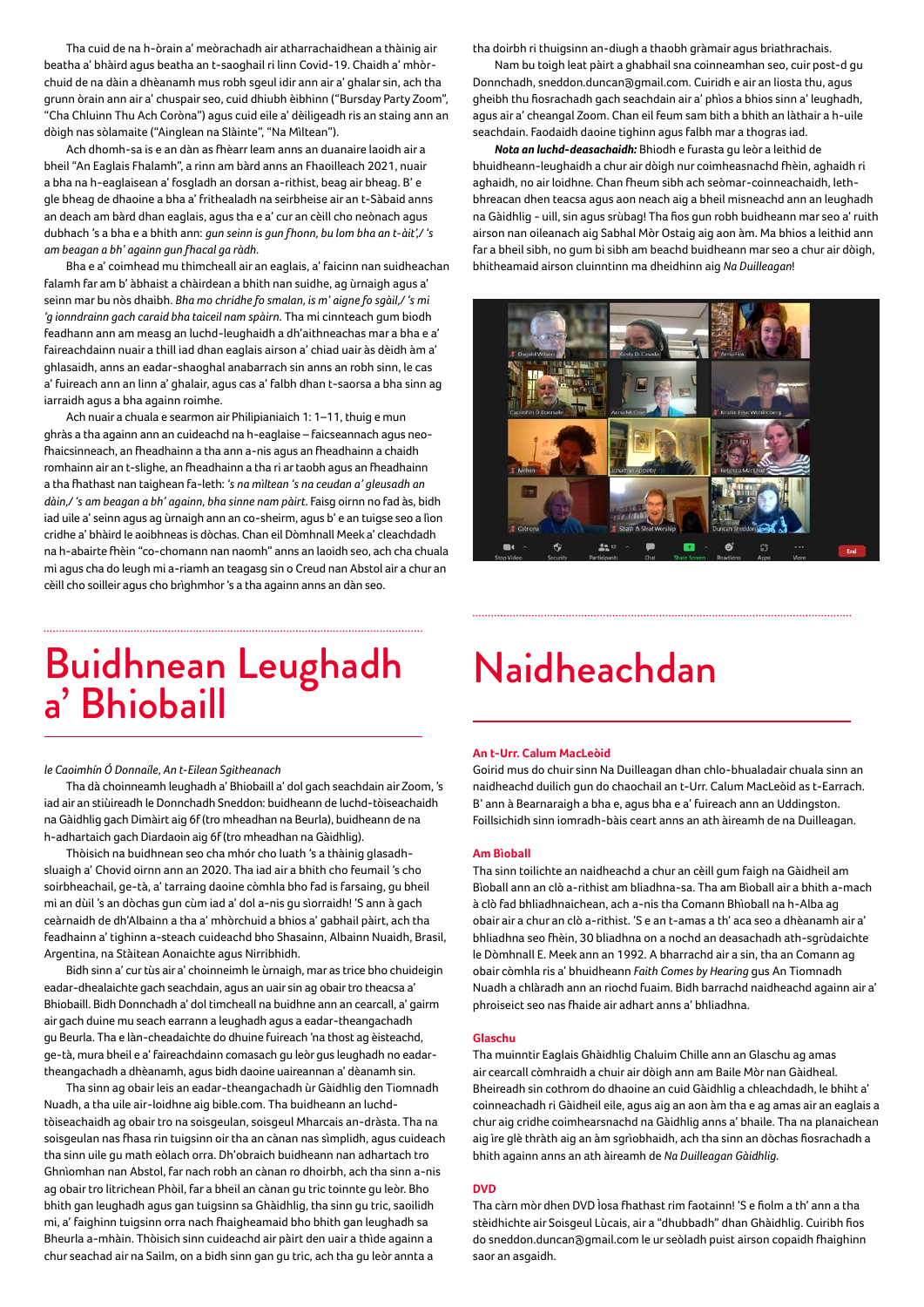Tha cuid de na h-òrain a' meòrachadh air atharrachaidhean a thàinig air beatha a' bhàird agus beatha an t-saoghail ri linn Covid-19. Chaidh a' mhòr-chuid de na dàin a dhèanamh mus robh sgeul idir ann air a' ghalar sin, ach tha grunn òrain ann air a' chuspair seo, cuid dhiubh èibhinn ("Bursday Party Zoom", "Cha Chluinn Thu Ach Coròna") agus cuid eile a' dèiligeadh ris an staing ann an dòigh nas sòlamaite ("Ainglean na Slàinte", "Na Mìltean").

Ach dhomh-sa is e an dàn as fheàrr leam anns an duanaire laoidh air a bheil "An Eaglais Fhalamh", a rinn am bàrd anns an Fhaoilleach 2021, nuair a bha na h-eaglaisean a' fosgladh an dorsan a-rithist, beag air bheag. B' e glè bheag de dhaoine a bha a' frithealadh na seirbheise air an t-Sàbaid anns an deach am bàrd dhan eaglais, agus tha e a' cur an cèill cho neònach agus dubhach 's a bha e a bhith ann: *gun seinn is gun fhonn, bu lom bha an t-àit',/ 's am beagan a bh' againn gun fhacal ga ràdh.*

Bha e a' coimhead mu thimcheall air an eaglais, a' faicinn nan suidheachan falamh far am b' àbhaist a chàirdean a bhith nan suidhe, ag ùrnaigh agus a' seinn mar bu nòs dhaibh. *Bha mo chridhe fo smalan, is m' aigne fo sgàil,/ 's mi 'g ionndrainn gach caraid bha taiceil nam spàirn.* Tha mi cinnteach gum biodh feadhainn ann am measg an luchd-leughaidh a dh'aithneachas mar a bha e a' faireachdainn nuair a thill iad dhan eaglais airson a' chiad uair às dèidh an a' ghlasaidh, anns an eadar-shaoghal anabarrach sin anns an robh sinn, le cas a' fuireach ann an linn a' ghalair, agus cas a' falbh dhan t-saorsa a bha sinn ag iarraidh agus a bha againn roimhe.

Ach nuair a chuala e searmon air Philipianiaich 1: 1–11, thuig e mun ghràs a tha againn ann an cuideachd na h-eaglaise – faicseannach agus neo-fhaicsinneach, an fheadhainn a tha ann a-nis agus an fheadhainn a chaidh romhainn air an t-slighe, an fheadhainn a tha ri ar taobh agus an fheadhainn a tha fhathast nan taighean fa-leth: *'s na mìltean 's na ceudan a' gleusadh an dàin,/ 's am beagan a bh' againn, bha sinne nam pàirt.* Faisg oirnn no fad às, bidh iad uile a' seinn agus ag ùrnaigh ann an co-sheirm, agus b' e an tuigse seo a lìon cridhe a' bhàird le aoibhneas is dòchas. Chan eil Dòmhnall Meek a' cleachdadh na h-abairte fhèin "co-chomann nan naomh" anns an laoidh seo, ach cha chuala mi agus cha do leugh mi a-riamh an teagasg sin o Creud nan Abstol air a chur an cèill cho soilleir agus cho brìghmhor 's a tha againn anns an dàn seo.

# Buidhnean Leughadh a' Bhìobaill

*le Caoimhín Ó Donnaíle, An t-Eilean Sgitheanach*

Tha dà choinneamh leughadh a' Bhìobaill a' dol gach seachdain air Zoom, 's iad air an stiùireadh le Donnchadh Sneddon: buidheann de luchd-tòiseachaidh na Gàidhlig gach Dimàirt aig 6f (tro mheadhan na Beurla), buidheann de na h-adhartaich gach Diardaoin aig 6f (tro mheadhan na Gàidhlig).

Thòisich na buidhnean seo cha mhór cho luath 's a thàinig glasadh-sluaigh a' Chovid oirnn ann an 2020. Tha iad air a bhith cho feumail 's cho soirbheachail, ge-tà, a' tarraing daoine còmhla bho fad is farsaing, gu bheil mi an dùil 's an dòchas gun cùm iad a' dol a-nis gu sìorraidh! 'S ann à gach ceàrnaidh de dh'Albainn a tha a' mhòrchuid a bhios a' gabhail pàirt, ach tha feadhainn a' tighinn a-steach cuideachd bho Shasainn, Albainn Nuaidh, Brasil, Argentina, na Stàitean Aonaichte agus Nirribhidh.

Bidh sinn a' cur tùs air a' choinneimh le ùrnaigh, mar as trice bho chuideigin eadar-dhealaichte gach seachdain, agus an uair sin ag obair tro theacsa a' Bhìobaill. Bidh Donnchadh a' dol timcheall na buidhne ann an cearcall, a' gairm air gach duine mu seach earrann a leughadh agus a eadar-theangachadh gu Beurla. Tha e làn-cheadaichte do dhuine fuireach 'na thost ag èisteachd, ge-tà, mura bheil e a' faireachdainn comasach gu leòr gus leughadh no eadar-theangachadh a dhèanamh, agus bidh daoine uaireannan a' dèanamh sin.

Tha sinn ag obair leis an eadar-theangachadh ùr Gàidhlig den Tiomnadh Nuadh, a tha uile air-loidhne aig bible.com. Tha buidheann an luchd-tòiseachaidh ag obair tro na soisgeulan, soisgeul Mharcais an-dràsta. Tha na soisgeulan nas fhasa rin tuigsinn oir tha an cànan nas sìmplidh, agus cuideach tha sinn uile gu math eòlach orra. Dh'obraich buidheann nan adhartach tro Ghnìomhan nan Abstol, far nach robh an cànan ro dhoirbh, ach tha sinn a-nis ag obair tro litrichean Phòil, far a bheil an cànan gu tric toinnte gu leòr. Bho bhith gan leughadh agus gan tuigsinn sa Ghàidhlig, tha sinn gu tric, saoilidh mi, a' faighinn tuigsinn orra nach fhaigheamaid bho bhith gan leughadh sa Bheurla a-mhàin. Thòisich sinn cuideachd air pàirt den uair a thìde againn a chur seachad air na Sailm, on a bidh sinn gan gu tric, ach tha gu leòr annta a tha doirbh ri thuigsinn an-diugh a thaobh gràmair agus briathrachais.

Nam bu toigh leat pàirt a ghabhail sna coinneamhan seo, cuir post-d gu Donnchadh, sneddon.duncan@gmail.com. Cuiridh e air an liosta thu, agus gheibh thu fiosrachadh gach seachdain air a' phìos a bhios sinn a' leughadh, agus air a' cheangal Zoom. Chan eil feum sam bith a bhith an làthair a h-uile seachdain. Faodaidh daoine tighinn agus falbh mar a thogras iad.

***Nota an luchd-deasachaidh:*** Bhiodh e furasta gu leòr a leithid de bhuidheann-leughaidh a chur air dòigh nur coimhearsnachd fhèin, aghaidh ri aghaidh, no air loidhne. Chan fheum sibh ach seòmar-coinneachaidh, leth-bhreacan dhen teacsa agus aon neach aig a bheil misneachd ann an leughadh na Gàidhlig - uill, sin agus srùbag! Tha fios gun robh buidheann mar seo a' ruith airson nan oileanach aig Sabhal Mòr Ostaig aig aon àm. Ma bhios a leithid ann far a bheil sibh, no gum bi sibh am beachd buidheann mar seo a chur air dòigh, bhitheamaid airson cluinntinn ma dheidhinn aig *Na Duilleagan*!

# Naidheachdan

### An t-Urr. Calum MacLeòid

Goirid mus do chuir sinn Na Duilleagan dhan chlò-bhualadair chuala sinn an naidheachd duilich gun do chaochail an t-Urr. Calum MacLeòid as t-Earrach. B' ann à Bearnaraigh a bha e, agus bha e a' fuireach ann an Uddingston. Foillsichidh sinn iomradh-bàis ceart anns an ath àireamh de na Duilleagan.

### Am Bìoball

Tha sinn toilichte an naidheachd a chur an cèill gum faigh na Gàidheil am Bìoball ann an clò a-rithist am bliadhna-sa. Tha am Bìoball air a bhith a-mach à clò fad bhliadhnaichean, ach a-nis tha Comann Bhìoball na h-Alba ag obair air a chur an clò a-rithist. 'S e an t-amas a th' aca seo a dhèanamh air a' bhliadhna seo fhèin, 30 bliadhna on a nochd an deasachadh ath-sgrùdaichte le Dòmhnall E. Meek ann an 1992. A bharrachd air a sin, tha an Comann ag obair còmhla ris a' bhuidheann *Faith Comes by Hearing* gus An Tiomnadh Nuadh a chlàradh ann an riochd fuaim. Bidh barrachd naidheachd againn air a' phroiseict seo nas fhaide air adhart anns a' bhliadhna.

### Glaschu

Tha muinntir Eaglais Ghàidhlig Chaluim Chille ann an Glaschu ag amas air cearcall còmhraidh a chuir air dòigh ann am Baile Mòr nan Gàidheal. Bheireadh sin cothrom do dhaoine an cuid Gàidhlig a chleachdadh, le bhìbt a' coinneachadh ri Gàidheil eile, agus aig an aon àm tha e ag amas air an eaglais a chur aig cridhe coimhearsnachd na Gàidhlig anns a' bhaile. Tha na planaichean aig ìre glè thràth aig an àm sgrìobhaidh, ach tha sinn an dòchas fiosrachadh a bhith againn anns an ath àireamh de *Na Duilleagan Gàidhlig*.

### DVD

Tha càrn mòr dhen DVD Ìosa fhathast rim faotainn! 'S e fiolm a th' ann a tha stèidhichte air Soisgeul Lùcais, air a "dhubbadh" dhan Ghàidhlig. Cuiribh fios do sneddon.duncan@gmail.com le ur seòladh puist airson copaidh fhaighinn saor an asgaidh.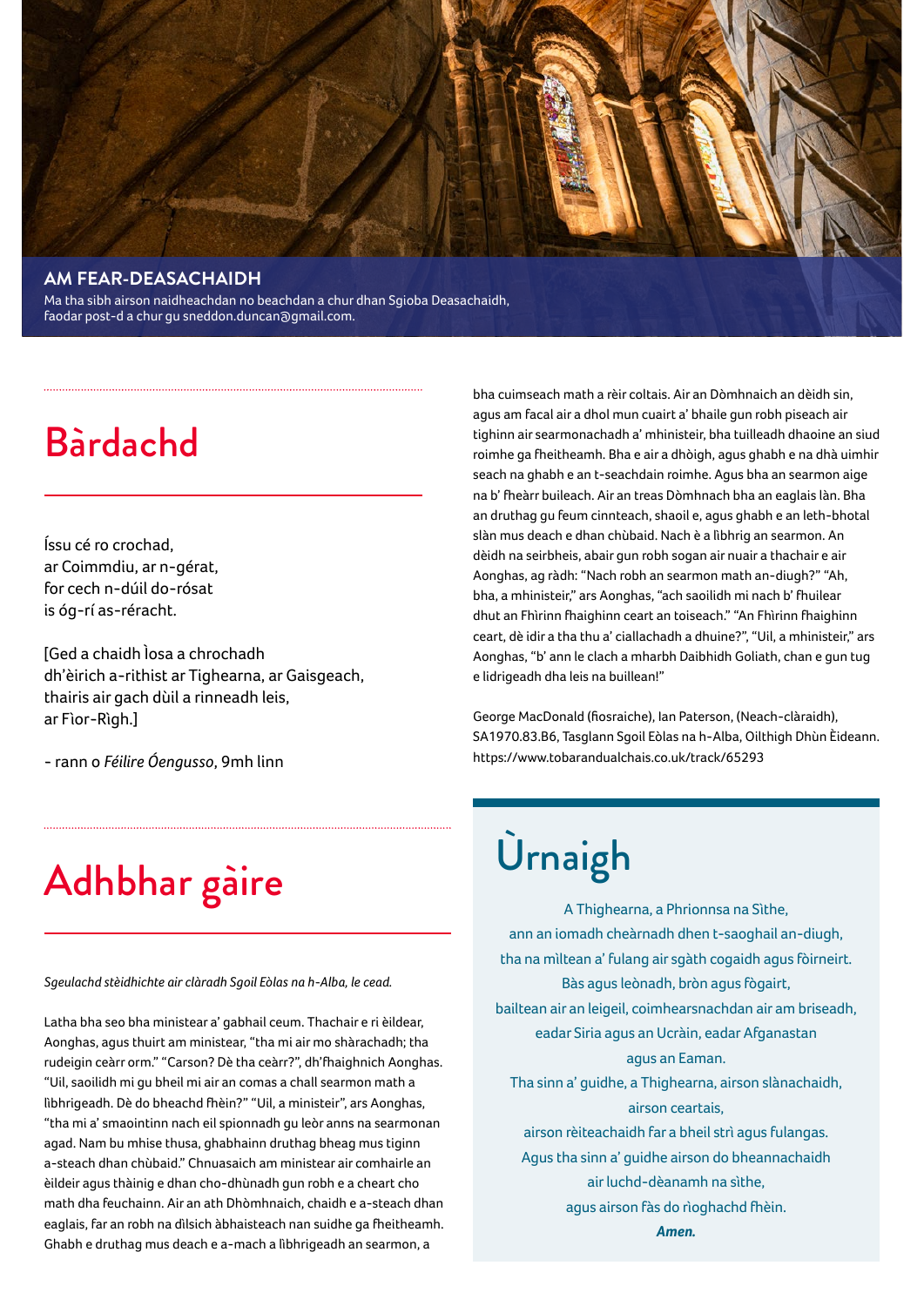## AM FEAR-DEASACHAIDH

Ma tha sibh airson naidheachdan no beachdan a chur dhan Sgioba Deasachaidh, faodar post-d a chur gu sneddon.duncan@gmail.com.

# Bàrdachd

Íssu cé ro crochad,
ar Coimmdiu, ar n-gérat,
for cech n-dúil do-rósat
is óg-rí as-récht.

[Ged a chaidh Ìosa a chrochadh
dh'èirich a-rithist ar Tighearna, ar Gaisgeach,
thairis air gach dùil a rinneadh leis,
ar Fìor-Rìgh.]

- rann o *Féilire Óengusso*, 9mh linn

# Adhbhar gàire

*Sgeulachd stèidhichte air clàradh Sgoil Eòlas na h-Alba, le cead.*

Latha bha seo bha ministear a' gabhail ceum. Thachair e ri èildear, Aonghas, agus thuirt am ministear, "tha mi air mo shàrachadh; tha rudeigin ceàrr orm." "Carson? Dè tha ceàrr?", dh'fhaighnich Aonghas. "Uil, saoilidh mi gu bheil mi air an comas a chall searmon math a lìbhrigeadh. Dè do bheachd fhèin?" "Uil, a ministeir", ars Aonghas, "tha mi a' smaointinn nach eil spionnadh gu leòr anns na searmonan agad. Nam bu mhise thusa, ghabhainn druthag bheag mus tiginn a-steach dhan chùbaid." Chnuasaich am ministear air comhairle an èildeir agus thàinig e dhan cho-dhùnadh gun robh e a cheart cho math dha feuchainn. Air an ath Dhòmhnaich, chaidh e a-steach dhan eaglais, far an robh na dìlsich àbhaisteach nan suidhe ga fheitheamh. Ghabh e druthag mus deach e a-mach a lìbhrigeadh an searmon, a bha cuimseach math a rèir coltais. Air an Dòmhnaich an dèidh sin, agus am facal air a dhol mun cuairt a' bhaile gun robh piseach air tighinn air searmonachadh a' mhinisteir, bha tuilleadh dhaoine an siud roimhe ga fheitheamh. Bha e air a dhòigh, agus ghabh e na dhà uimhir seach na ghabh e an t-seachdain roimhe. Agus bha an searmon aige na b' fheàrr buileach. Air an treas Dòmhnach bha an eaglais làn. Bha an druthag gu feum cinnteach, shaoil e, agus ghabh e an leth-bhotal slàn mus deach e dhan chùbaid. Nach è a lìbhrig an searmon. An dèidh na seirbheis, abair gun robh sogan air nuair a thachair e air Aonghas, ag ràdh: "Nach robh an searmon math an-diugh?" "Ah, bha, a mhinisteir," ars Aonghas, "ach saoilidh mi nach b' fhuilear dhut an Fhìrinn fhaighinn ceart an toiseach." "An Fhìrinn fhaighinn ceart, dè idir a tha thu a' ciallachadh a dhuine?", "Uil, a ministeir," ars Aonghas, "b' ann le clach a mharbh Daibhidh Goliath, chan e gun tug e lidrigeadh dha leis na buillean!"

George MacDonald (fiosraiche), Ian Paterson, (Neach-clàraidh), SA1970.83.B6, Tasglann Sgoil Eòlas na h-Alba, Oilthigh Dhùn Èideann. https://www.tobarandualchais.co.uk/track/65293

# Ùrnaigh

A Thighearna, a Phrionnsa na Sìthe,
ann an iomadh cheàrnadh dhen t-saoghail an-diugh,
tha na mìltean a' fulang air sgàth cogaidh agus fòirneirt.
Bàs agus leònadh, bròn agus fògairt,
bailtean air an leigeil, coimhearsnachdan air am briseadh,
eadar Siria agus an Ucràin, eadar Afganastan
agus an Eaman.
Tha sinn a' guidhe, a Thighearna, airson slànachaidh,
airson ceartais,
airson rèiteachaidh far a bheil strì agus fulangas.
Agus tha sinn a' guidhe airson do bheannachaidh
air luchd-dèanamh na sìthe,
agus airson fàs do rìoghachd fhèin.
***Amen.***